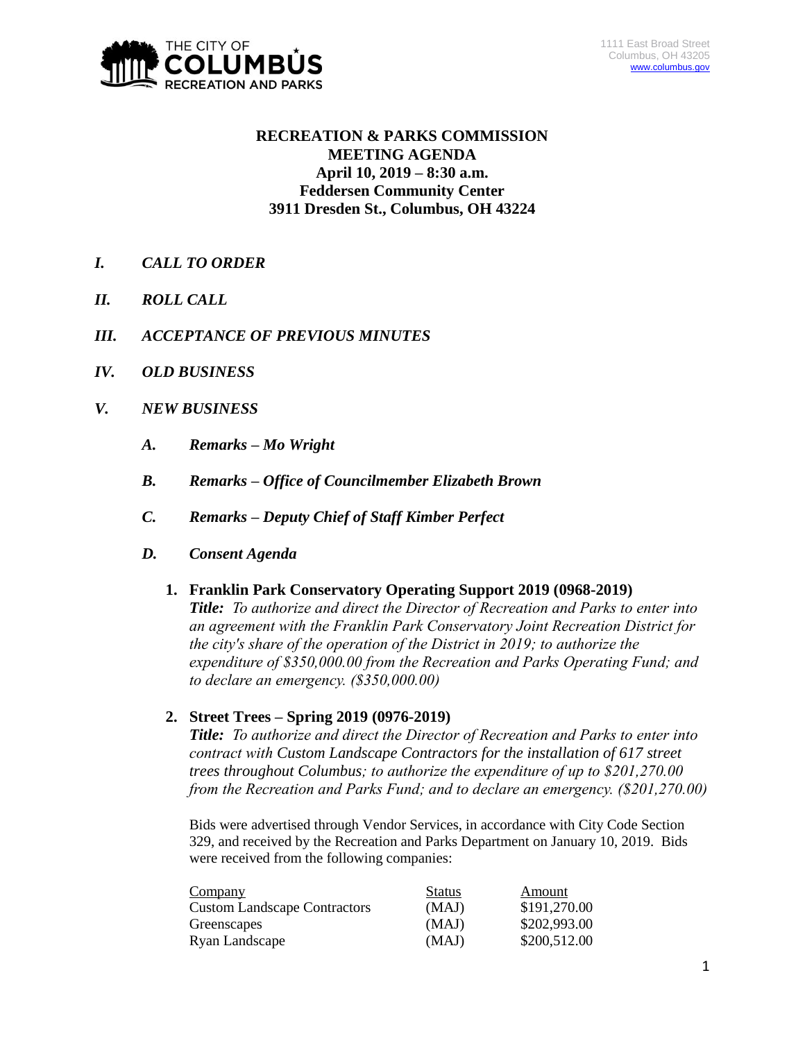THE CITY OF **COLUMBUS** RECREATION AND PARKS

1111 East Broad Street
Columbus, OH 43205
www.columbus.gov

# RECREATION & PARKS COMMISSION MEETING AGENDA
**April 10, 2019 – 8:30 a.m.**
**Feddersen Community Center**
**3911 Dresden St., Columbus, OH 43224**

## *I. CALL TO ORDER*

## *II. ROLL CALL*

## *III. ACCEPTANCE OF PREVIOUS MINUTES*

## *IV. OLD BUSINESS*

## *V. NEW BUSINESS*

### *A. Remarks – Mo Wright*

### *B. Remarks – Office of Councilmember Elizabeth Brown*

### *C. Remarks – Deputy Chief of Staff Kimber Perfect*

### *D. Consent Agenda*

**1. Franklin Park Conservatory Operating Support 2019 (0968-2019)**

***Title:*** *To authorize and direct the Director of Recreation and Parks to enter into an agreement with the Franklin Park Conservatory Joint Recreation District for the city's share of the operation of the District in 2019; to authorize the expenditure of $350,000.00 from the Recreation and Parks Operating Fund; and to declare an emergency. ($350,000.00)*

**2. Street Trees – Spring 2019 (0976-2019)**

***Title:*** *To authorize and direct the Director of Recreation and Parks to enter into contract with Custom Landscape Contractors for the installation of 617 street trees throughout Columbus; to authorize the expenditure of up to $201,270.00 from the Recreation and Parks Fund; and to declare an emergency. ($201,270.00)*

Bids were advertised through Vendor Services, in accordance with City Code Section 329, and received by the Recreation and Parks Department on January 10, 2019. Bids were received from the following companies:

| Company | Status | Amount |
|---|---|---|
| Custom Landscape Contractors | (MAJ) | $191,270.00 |
| Greenscapes | (MAJ) | $202,993.00 |
| Ryan Landscape | (MAJ) | $200,512.00 |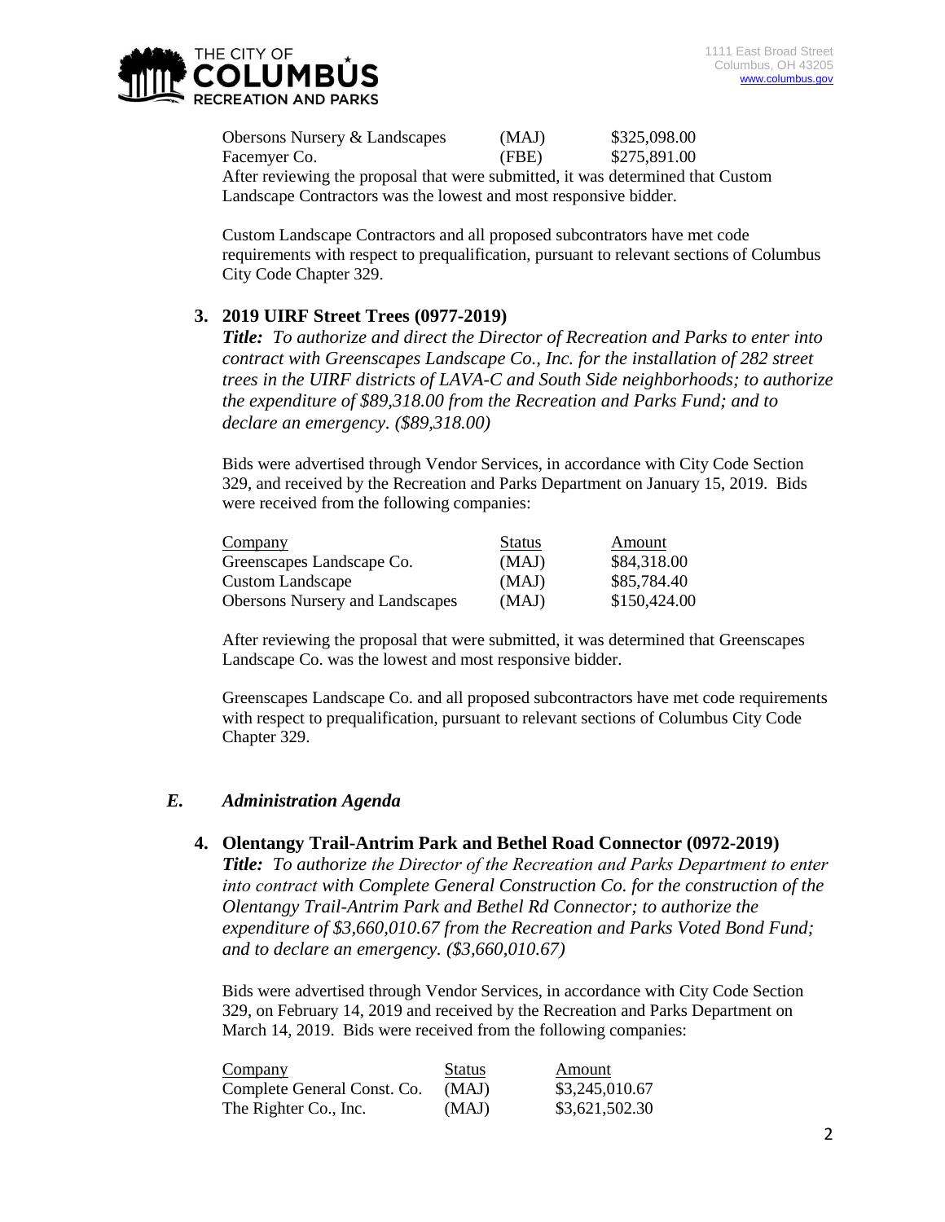| Company | Status | Amount |
|---|---|---|
| Obersons Nursery & Landscapes | (MAJ) | $325,098.00 |
| Facemyer Co. | (FBE) | $275,891.00 |

After reviewing the proposal that were submitted, it was determined that Custom Landscape Contractors was the lowest and most responsive bidder.

Custom Landscape Contractors and all proposed subcontrators have met code requirements with respect to prequalification, pursuant to relevant sections of Columbus City Code Chapter 329.

3. **2019 UIRF Street Trees (0977-2019)**

***Title:*** *To authorize and direct the Director of Recreation and Parks to enter into contract with Greenscapes Landscape Co., Inc. for the installation of 282 street trees in the UIRF districts of LAVA-C and South Side neighborhoods; to authorize the expenditure of $89,318.00 from the Recreation and Parks Fund; and to declare an emergency. ($89,318.00)*

Bids were advertised through Vendor Services, in accordance with City Code Section 329, and received by the Recreation and Parks Department on January 15, 2019. Bids were received from the following companies:

| Company | Status | Amount |
|---|---|---|
| Greenscapes Landscape Co. | (MAJ) | $84,318.00 |
| Custom Landscape | (MAJ) | $85,784.40 |
| Obersons Nursery and Landscapes | (MAJ) | $150,424.00 |

After reviewing the proposal that were submitted, it was determined that Greenscapes Landscape Co. was the lowest and most responsive bidder.

Greenscapes Landscape Co. and all proposed subcontractors have met code requirements with respect to prequalification, pursuant to relevant sections of Columbus City Code Chapter 329.

## *E. Administration Agenda*

4. **Olentangy Trail-Antrim Park and Bethel Road Connector (0972-2019)**

***Title:*** *To authorize the Director of the Recreation and Parks Department to enter into contract with Complete General Construction Co. for the construction of the Olentangy Trail-Antrim Park and Bethel Rd Connector; to authorize the expenditure of $3,660,010.67 from the Recreation and Parks Voted Bond Fund; and to declare an emergency. ($3,660,010.67)*

Bids were advertised through Vendor Services, in accordance with City Code Section 329, on February 14, 2019 and received by the Recreation and Parks Department on March 14, 2019. Bids were received from the following companies:

| Company | Status | Amount |
|---|---|---|
| Complete General Const. Co. | (MAJ) | $3,245,010.67 |
| The Righter Co., Inc. | (MAJ) | $3,621,502.30 |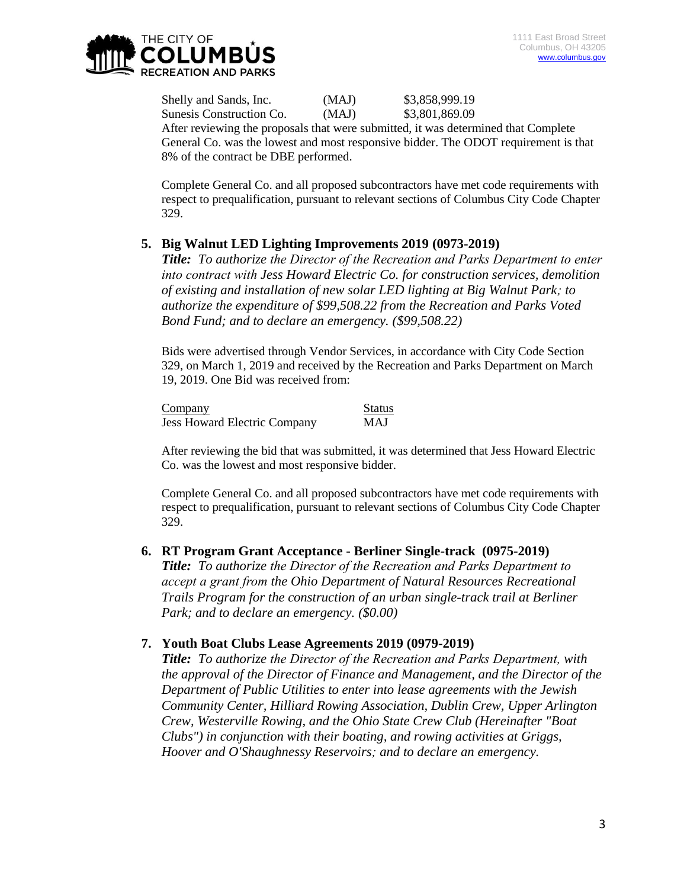| | | |
|---|---|---|
| Shelly and Sands, Inc. | (MAJ) | $3,858,999.19 |
| Sunesis Construction Co. | (MAJ) | $3,801,869.09 |

After reviewing the proposals that were submitted, it was determined that Complete General Co. was the lowest and most responsive bidder. The ODOT requirement is that 8% of the contract be DBE performed.

Complete General Co. and all proposed subcontractors have met code requirements with respect to prequalification, pursuant to relevant sections of Columbus City Code Chapter 329.

**5. Big Walnut LED Lighting Improvements 2019 (0973-2019)**

***Title:*** *To authorize the Director of the Recreation and Parks Department to enter into contract with Jess Howard Electric Co. for construction services, demolition of existing and installation of new solar LED lighting at Big Walnut Park; to authorize the expenditure of $99,508.22 from the Recreation and Parks Voted Bond Fund; and to declare an emergency. ($99,508.22)*

Bids were advertised through Vendor Services, in accordance with City Code Section 329, on March 1, 2019 and received by the Recreation and Parks Department on March 19, 2019. One Bid was received from:

| Company | Status |
|---|---|
| Jess Howard Electric Company | MAJ |

After reviewing the bid that was submitted, it was determined that Jess Howard Electric Co. was the lowest and most responsive bidder.

Complete General Co. and all proposed subcontractors have met code requirements with respect to prequalification, pursuant to relevant sections of Columbus City Code Chapter 329.

**6. RT Program Grant Acceptance - Berliner Single-track (0975-2019)**

***Title:*** *To authorize the Director of the Recreation and Parks Department to accept a grant from the Ohio Department of Natural Resources Recreational Trails Program for the construction of an urban single-track trail at Berliner Park; and to declare an emergency. ($0.00)*

**7. Youth Boat Clubs Lease Agreements 2019 (0979-2019)**

***Title:*** *To authorize the Director of the Recreation and Parks Department, with the approval of the Director of Finance and Management, and the Director of the Department of Public Utilities to enter into lease agreements with the Jewish Community Center, Hilliard Rowing Association, Dublin Crew, Upper Arlington Crew, Westerville Rowing, and the Ohio State Crew Club (Hereinafter "Boat Clubs") in conjunction with their boating, and rowing activities at Griggs, Hoover and O'Shaughnessy Reservoirs; and to declare an emergency.*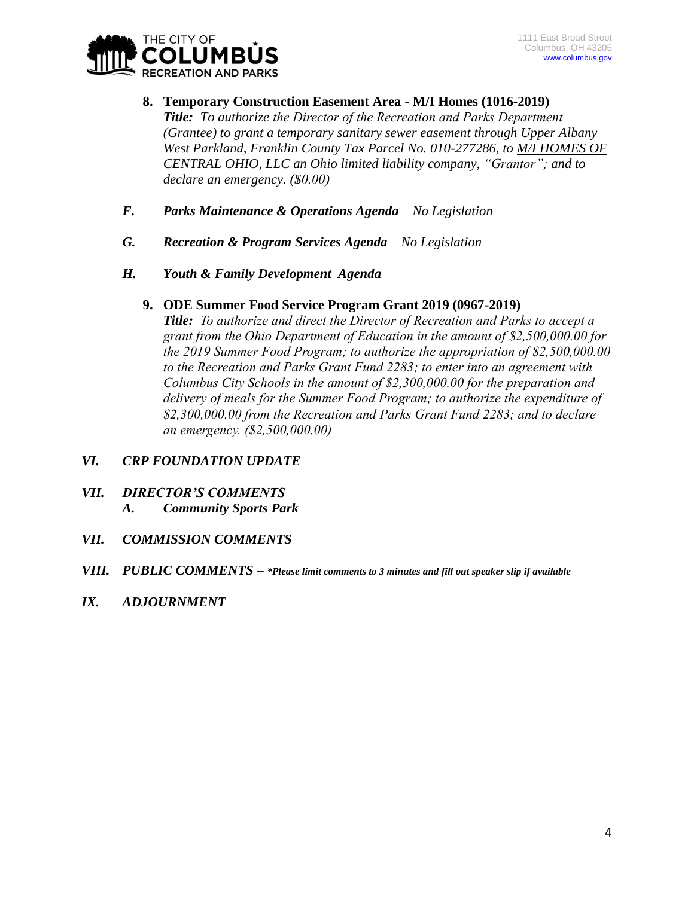**8. Temporary Construction Easement Area - M/I Homes (1016-2019)**
***Title:*** *To authorize the Director of the Recreation and Parks Department (Grantee) to grant a temporary sanitary sewer easement through Upper Albany West Parkland, Franklin County Tax Parcel No. 010-277286, to M/I HOMES OF CENTRAL OHIO, LLC an Ohio limited liability company, "Grantor"; and to declare an emergency. ($0.00)*

***F. Parks Maintenance & Operations Agenda** – No Legislation*

***G. Recreation & Program Services Agenda** – No Legislation*

***H. Youth & Family Development Agenda***

**9. ODE Summer Food Service Program Grant 2019 (0967-2019)**
***Title:*** *To authorize and direct the Director of Recreation and Parks to accept a grant from the Ohio Department of Education in the amount of $2,500,000.00 for the 2019 Summer Food Program; to authorize the appropriation of $2,500,000.00 to the Recreation and Parks Grant Fund 2283; to enter into an agreement with Columbus City Schools in the amount of $2,300,000.00 for the preparation and delivery of meals for the Summer Food Program; to authorize the expenditure of $2,300,000.00 from the Recreation and Parks Grant Fund 2283; and to declare an emergency. ($2,500,000.00)*

***VI. CRP FOUNDATION UPDATE***

***VII. DIRECTOR'S COMMENTS***
***A. Community Sports Park***

***VII. COMMISSION COMMENTS***

***VIII. PUBLIC COMMENTS** – *Please limit comments to 3 minutes and fill out speaker slip if available*

***IX. ADJOURNMENT***